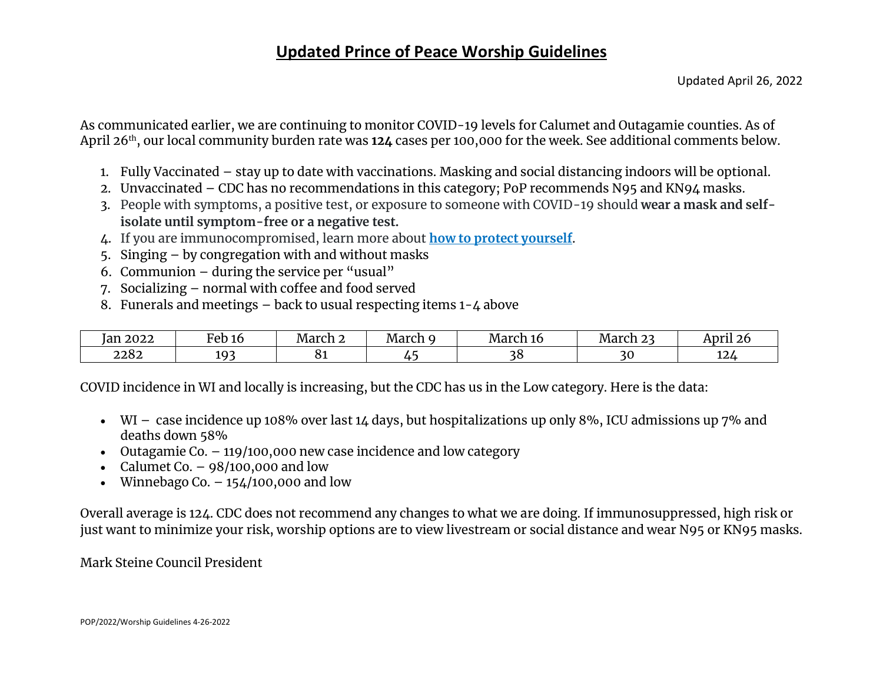# Updated Prince of Peace Worship Guidelines

Updated April 26, 2022

As communicated earlier, we are continuing to monitor COVID-19 levels for Calumet and Outagamie counties. As of April 26th, our local community burden rate was **124** cases per 100,000 for the week. See additional comments below.

1. Fully Vaccinated – stay up to date with vaccinations. Masking and social distancing indoors will be optional.
2. Unvaccinated – CDC has no recommendations in this category; PoP recommends N95 and KN94 masks.
3. People with symptoms, a positive test, or exposure to someone with COVID-19 should **wear a mask and self-isolate until symptom-free or a negative test.**
4. If you are immunocompromised, learn more about **how to protect yourself**.
5. Singing – by congregation with and without masks
6. Communion – during the service per "usual"
7. Socializing – normal with coffee and food served
8. Funerals and meetings – back to usual respecting items 1-4 above

| Jan 2022 | Feb 16 | March 2 | March 9 | March 16 | March 23 | April 26 |
|---|---|---|---|---|---|---|
| 2282 | 193 | 81 | 45 | 38 | 30 | 124 |

COVID incidence in WI and locally is increasing, but the CDC has us in the Low category. Here is the data:

- WI – case incidence up 108% over last 14 days, but hospitalizations up only 8%, ICU admissions up 7% and deaths down 58%
- Outagamie Co. – 119/100,000 new case incidence and low category
- Calumet Co. – 98/100,000 and low
- Winnebago Co. – 154/100,000 and low

Overall average is 124. CDC does not recommend any changes to what we are doing. If immunosuppressed, high risk or just want to minimize your risk, worship options are to view livestream or social distance and wear N95 or KN95 masks.

Mark Steine Council President

POP/2022/Worship Guidelines 4-26-2022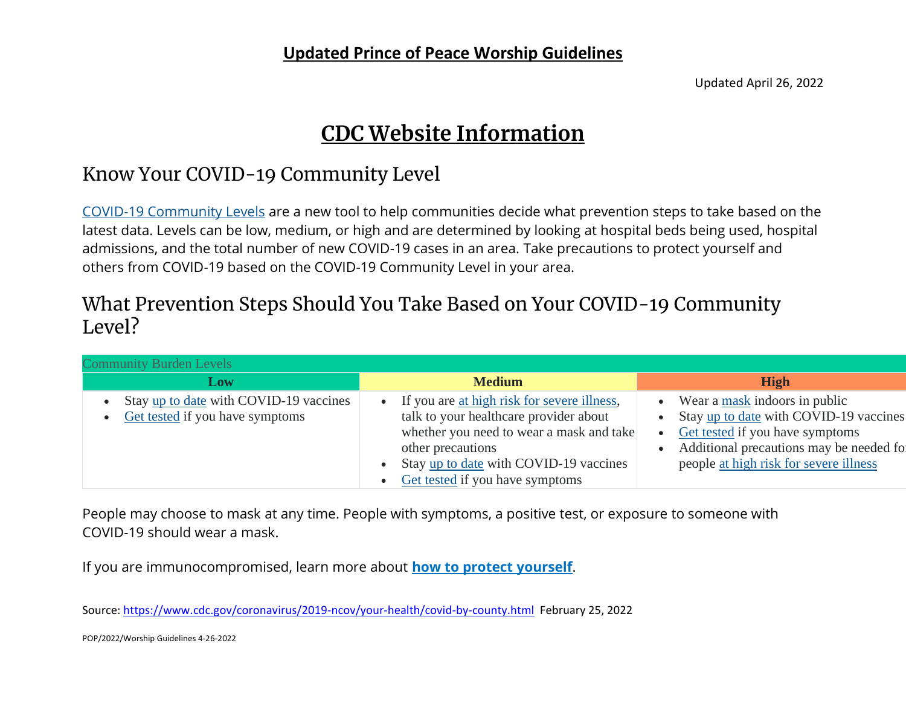**Updated Prince of Peace Worship Guidelines**

Updated April 26, 2022

# CDC Website Information

## Know Your COVID-19 Community Level

COVID-19 Community Levels are a new tool to help communities decide what prevention steps to take based on the latest data. Levels can be low, medium, or high and are determined by looking at hospital beds being used, hospital admissions, and the total number of new COVID-19 cases in an area. Take precautions to protect yourself and others from COVID-19 based on the COVID-19 Community Level in your area.

## What Prevention Steps Should You Take Based on Your COVID-19 Community Level?

| Community Burden Levels | | |
|---|---|---|
| **Low** | **Medium** | **High** |
| • Stay up to date with COVID-19 vaccines<br>• Get tested if you have symptoms | • If you are at high risk for severe illness, talk to your healthcare provider about whether you need to wear a mask and take other precautions<br>• Stay up to date with COVID-19 vaccines<br>• Get tested if you have symptoms | • Wear a mask indoors in public<br>• Stay up to date with COVID-19 vaccines<br>• Get tested if you have symptoms<br>• Additional precautions may be needed for people at high risk for severe illness |

People may choose to mask at any time. People with symptoms, a positive test, or exposure to someone with COVID-19 should wear a mask.

If you are immunocompromised, learn more about **how to protect yourself**.

Source: https://www.cdc.gov/coronavirus/2019-ncov/your-health/covid-by-county.html February 25, 2022

POP/2022/Worship Guidelines 4-26-2022